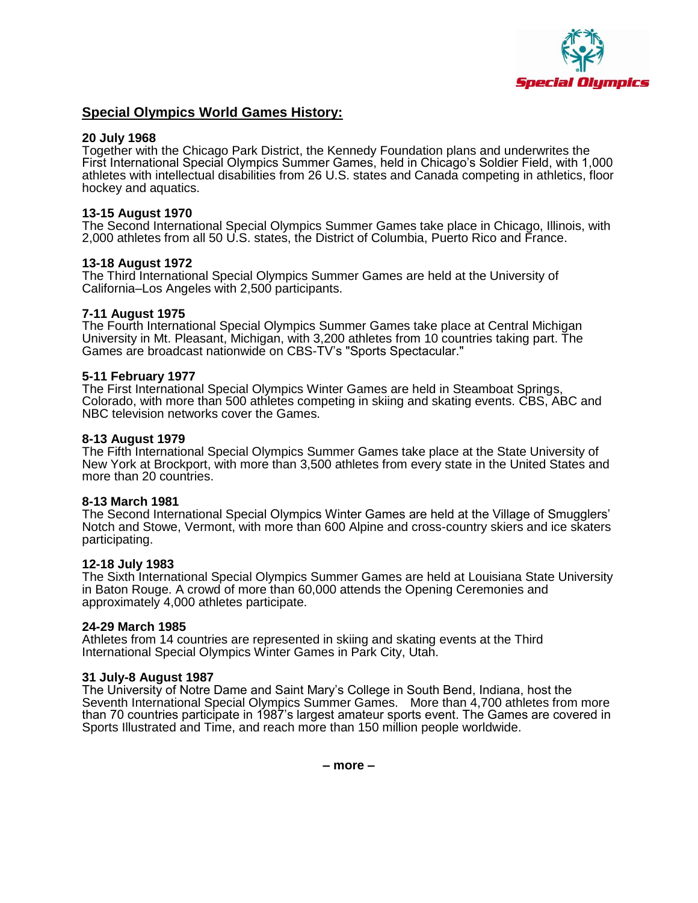## Special Olympics World Games History:

**20 July 1968**
Together with the Chicago Park District, the Kennedy Foundation plans and underwrites the First International Special Olympics Summer Games, held in Chicago's Soldier Field, with 1,000 athletes with intellectual disabilities from 26 U.S. states and Canada competing in athletics, floor hockey and aquatics.

**13-15 August 1970**
The Second International Special Olympics Summer Games take place in Chicago, Illinois, with 2,000 athletes from all 50 U.S. states, the District of Columbia, Puerto Rico and France.

**13-18 August 1972**
The Third International Special Olympics Summer Games are held at the University of California–Los Angeles with 2,500 participants.

**7-11 August 1975**
The Fourth International Special Olympics Summer Games take place at Central Michigan University in Mt. Pleasant, Michigan, with 3,200 athletes from 10 countries taking part. The Games are broadcast nationwide on CBS-TV's "Sports Spectacular."

**5-11 February 1977**
The First International Special Olympics Winter Games are held in Steamboat Springs, Colorado, with more than 500 athletes competing in skiing and skating events. CBS, ABC and NBC television networks cover the Games.

**8-13 August 1979**
The Fifth International Special Olympics Summer Games take place at the State University of New York at Brockport, with more than 3,500 athletes from every state in the United States and more than 20 countries.

**8-13 March 1981**
The Second International Special Olympics Winter Games are held at the Village of Smugglers' Notch and Stowe, Vermont, with more than 600 Alpine and cross-country skiers and ice skaters participating.

**12-18 July 1983**
The Sixth International Special Olympics Summer Games are held at Louisiana State University in Baton Rouge. A crowd of more than 60,000 attends the Opening Ceremonies and approximately 4,000 athletes participate.

**24-29 March 1985**
Athletes from 14 countries are represented in skiing and skating events at the Third International Special Olympics Winter Games in Park City, Utah.

**31 July-8 August 1987**
The University of Notre Dame and Saint Mary's College in South Bend, Indiana, host the Seventh International Special Olympics Summer Games. More than 4,700 athletes from more than 70 countries participate in 1987's largest amateur sports event. The Games are covered in Sports Illustrated and Time, and reach more than 150 million people worldwide.

**– more –**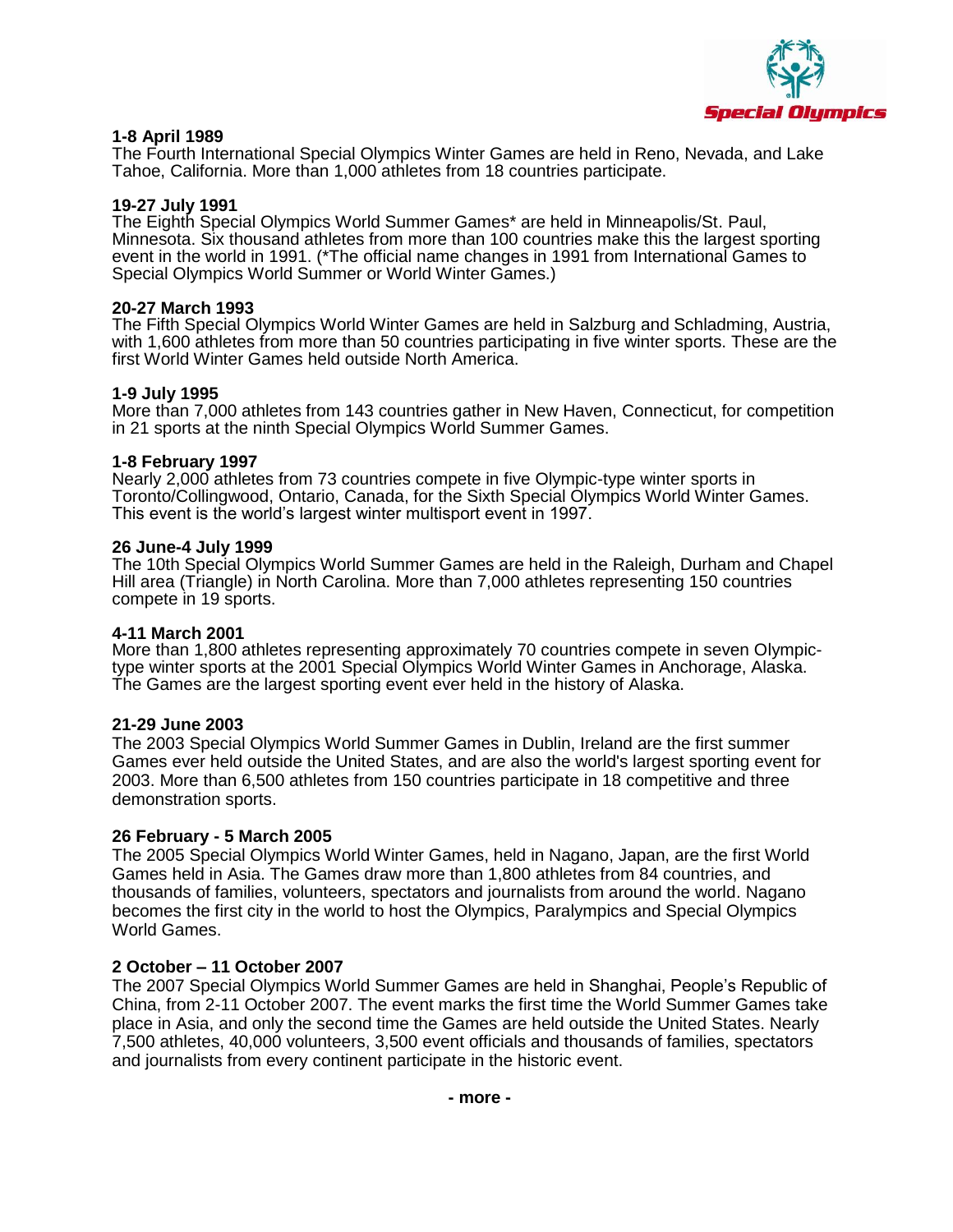**1-8 April 1989**
The Fourth International Special Olympics Winter Games are held in Reno, Nevada, and Lake Tahoe, California. More than 1,000 athletes from 18 countries participate.

**19-27 July 1991**
The Eighth Special Olympics World Summer Games* are held in Minneapolis/St. Paul, Minnesota. Six thousand athletes from more than 100 countries make this the largest sporting event in the world in 1991. (*The official name changes in 1991 from International Games to Special Olympics World Summer or World Winter Games.)

**20-27 March 1993**
The Fifth Special Olympics World Winter Games are held in Salzburg and Schladming, Austria, with 1,600 athletes from more than 50 countries participating in five winter sports. These are the first World Winter Games held outside North America.

**1-9 July 1995**
More than 7,000 athletes from 143 countries gather in New Haven, Connecticut, for competition in 21 sports at the ninth Special Olympics World Summer Games.

**1-8 February 1997**
Nearly 2,000 athletes from 73 countries compete in five Olympic-type winter sports in Toronto/Collingwood, Ontario, Canada, for the Sixth Special Olympics World Winter Games. This event is the world's largest winter multisport event in 1997.

**26 June-4 July 1999**
The 10th Special Olympics World Summer Games are held in the Raleigh, Durham and Chapel Hill area (Triangle) in North Carolina. More than 7,000 athletes representing 150 countries compete in 19 sports.

**4-11 March 2001**
More than 1,800 athletes representing approximately 70 countries compete in seven Olympic-type winter sports at the 2001 Special Olympics World Winter Games in Anchorage, Alaska. The Games are the largest sporting event ever held in the history of Alaska.

**21-29 June 2003**
The 2003 Special Olympics World Summer Games in Dublin, Ireland are the first summer Games ever held outside the United States, and are also the world's largest sporting event for 2003. More than 6,500 athletes from 150 countries participate in 18 competitive and three demonstration sports.

**26 February - 5 March 2005**
The 2005 Special Olympics World Winter Games, held in Nagano, Japan, are the first World Games held in Asia. The Games draw more than 1,800 athletes from 84 countries, and thousands of families, volunteers, spectators and journalists from around the world. Nagano becomes the first city in the world to host the Olympics, Paralympics and Special Olympics World Games.

**2 October – 11 October 2007**
The 2007 Special Olympics World Summer Games are held in Shanghai, People's Republic of China, from 2-11 October 2007. The event marks the first time the World Summer Games take place in Asia, and only the second time the Games are held outside the United States. Nearly 7,500 athletes, 40,000 volunteers, 3,500 event officials and thousands of families, spectators and journalists from every continent participate in the historic event.

**- more -**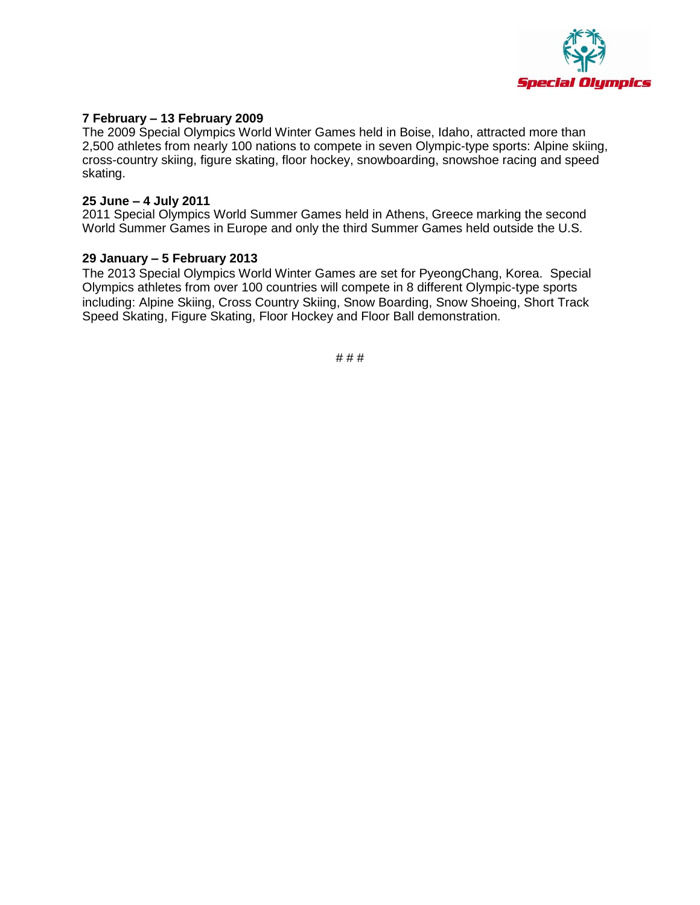**7 February – 13 February 2009**
The 2009 Special Olympics World Winter Games held in Boise, Idaho, attracted more than 2,500 athletes from nearly 100 nations to compete in seven Olympic-type sports: Alpine skiing, cross-country skiing, figure skating, floor hockey, snowboarding, snowshoe racing and speed skating.

**25 June – 4 July 2011**
2011 Special Olympics World Summer Games held in Athens, Greece marking the second World Summer Games in Europe and only the third Summer Games held outside the U.S.

**29 January – 5 February 2013**
The 2013 Special Olympics World Winter Games are set for PyeongChang, Korea. Special Olympics athletes from over 100 countries will compete in 8 different Olympic-type sports including: Alpine Skiing, Cross Country Skiing, Snow Boarding, Snow Shoeing, Short Track Speed Skating, Figure Skating, Floor Hockey and Floor Ball demonstration.

# # #